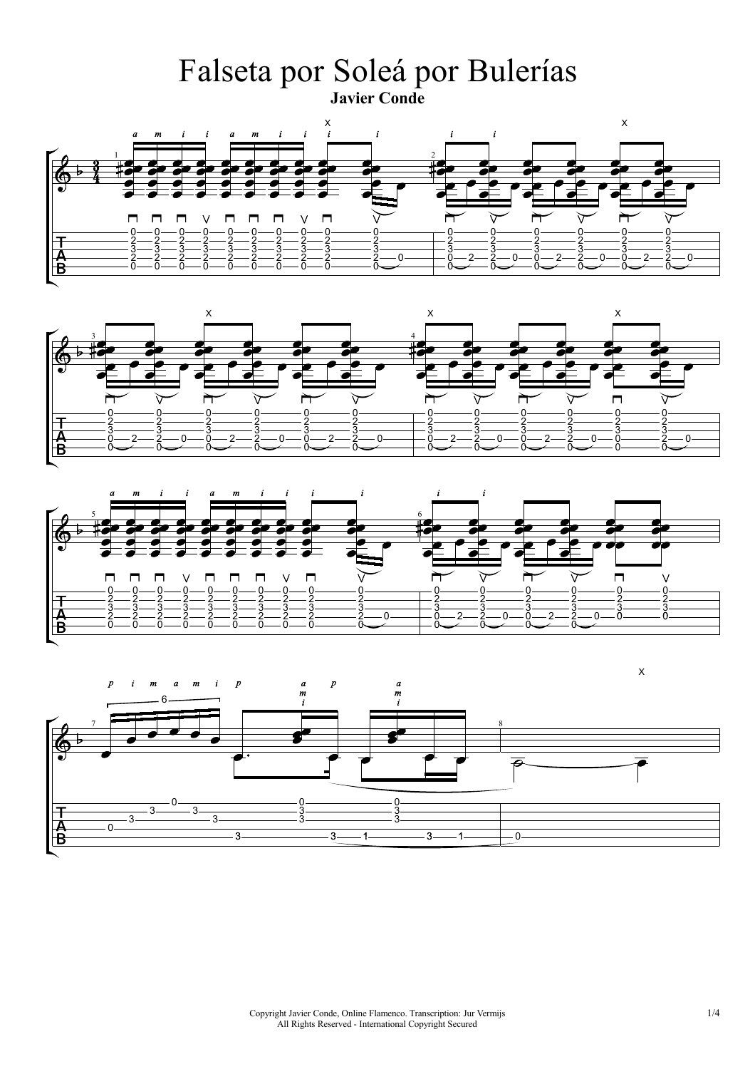# Falseta por Soleá por Bulerías

**Javier Conde**

Copyright Javier Conde, Online Flamenco. Transcription: Jur Vermijs
All Rights Reserved - International Copyright Secured